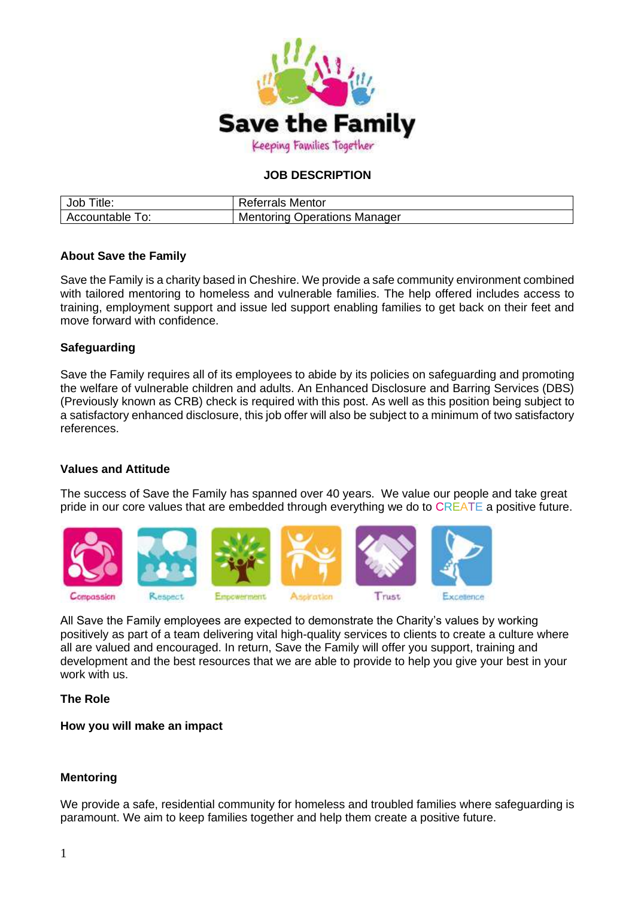Save the Family

Keeping Families Together

**JOB DESCRIPTION**

| Job Title: | Referrals Mentor |
|---|---|
| Accountable To: | Mentoring Operations Manager |

**About Save the Family**

Save the Family is a charity based in Cheshire. We provide a safe community environment combined with tailored mentoring to homeless and vulnerable families. The help offered includes access to training, employment support and issue led support enabling families to get back on their feet and move forward with confidence.

**Safeguarding**

Save the Family requires all of its employees to abide by its policies on safeguarding and promoting the welfare of vulnerable children and adults. An Enhanced Disclosure and Barring Services (DBS) (Previously known as CRB) check is required with this post. As well as this position being subject to a satisfactory enhanced disclosure, this job offer will also be subject to a minimum of two satisfactory references.

**Values and Attitude**

The success of Save the Family has spanned over 40 years. We value our people and take great pride in our core values that are embedded through everything we do to CREATE a positive future.

Compassion | Respect | Empowerment | Aspiration | Trust | Excellence

All Save the Family employees are expected to demonstrate the Charity's values by working positively as part of a team delivering vital high-quality services to clients to create a culture where all are valued and encouraged. In return, Save the Family will offer you support, training and development and the best resources that we are able to provide to help you give your best in your work with us.

**The Role**

**How you will make an impact**

**Mentoring**

We provide a safe, residential community for homeless and troubled families where safeguarding is paramount. We aim to keep families together and help them create a positive future.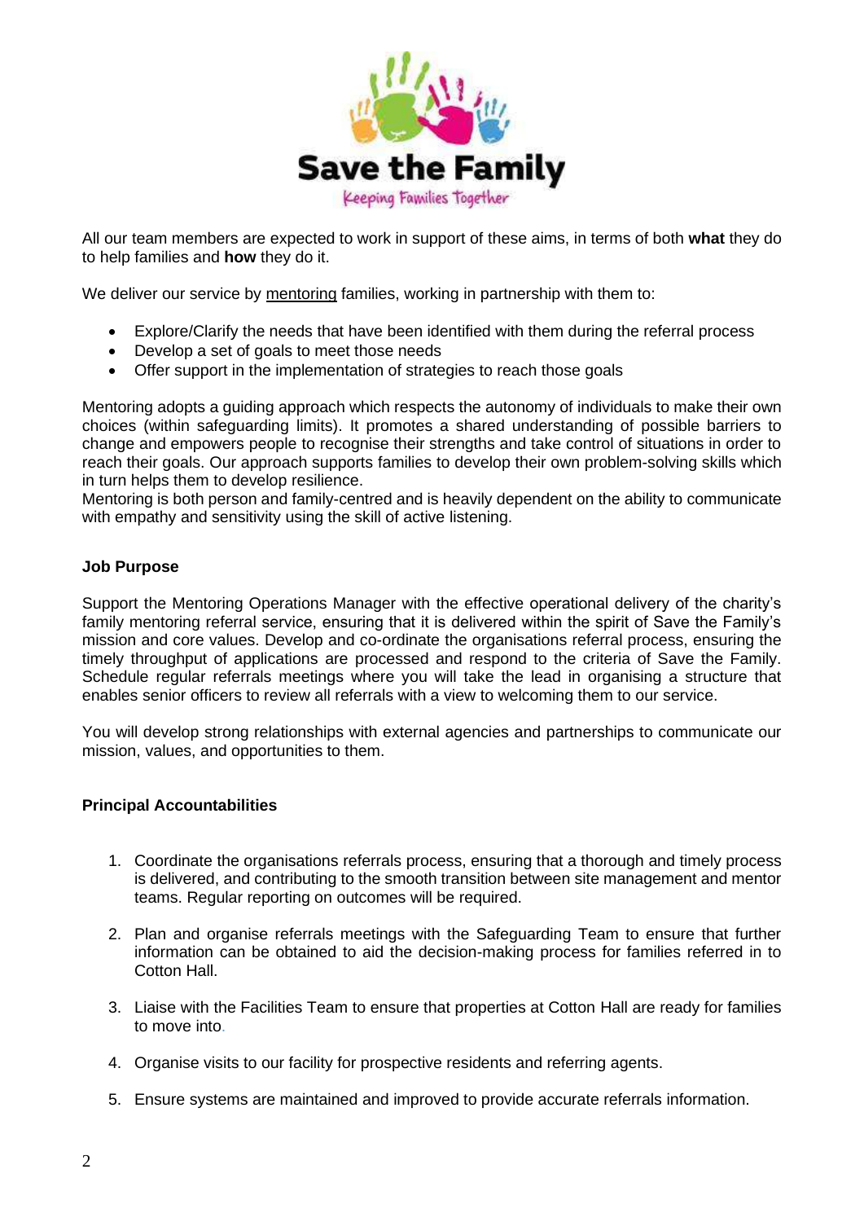All our team members are expected to work in support of these aims, in terms of both **what** they do to help families and **how** they do it.

We deliver our service by mentoring families, working in partnership with them to:

- Explore/Clarify the needs that have been identified with them during the referral process
- Develop a set of goals to meet those needs
- Offer support in the implementation of strategies to reach those goals

Mentoring adopts a guiding approach which respects the autonomy of individuals to make their own choices (within safeguarding limits). It promotes a shared understanding of possible barriers to change and empowers people to recognise their strengths and take control of situations in order to reach their goals. Our approach supports families to develop their own problem-solving skills which in turn helps them to develop resilience.
Mentoring is both person and family-centred and is heavily dependent on the ability to communicate with empathy and sensitivity using the skill of active listening.

**Job Purpose**

Support the Mentoring Operations Manager with the effective operational delivery of the charity's family mentoring referral service, ensuring that it is delivered within the spirit of Save the Family's mission and core values. Develop and co-ordinate the organisations referral process, ensuring the timely throughput of applications are processed and respond to the criteria of Save the Family. Schedule regular referrals meetings where you will take the lead in organising a structure that enables senior officers to review all referrals with a view to welcoming them to our service.

You will develop strong relationships with external agencies and partnerships to communicate our mission, values, and opportunities to them.

**Principal Accountabilities**

1. Coordinate the organisations referrals process, ensuring that a thorough and timely process is delivered, and contributing to the smooth transition between site management and mentor teams. Regular reporting on outcomes will be required.
2. Plan and organise referrals meetings with the Safeguarding Team to ensure that further information can be obtained to aid the decision-making process for families referred in to Cotton Hall.
3. Liaise with the Facilities Team to ensure that properties at Cotton Hall are ready for families to move into.
4. Organise visits to our facility for prospective residents and referring agents.
5. Ensure systems are maintained and improved to provide accurate referrals information.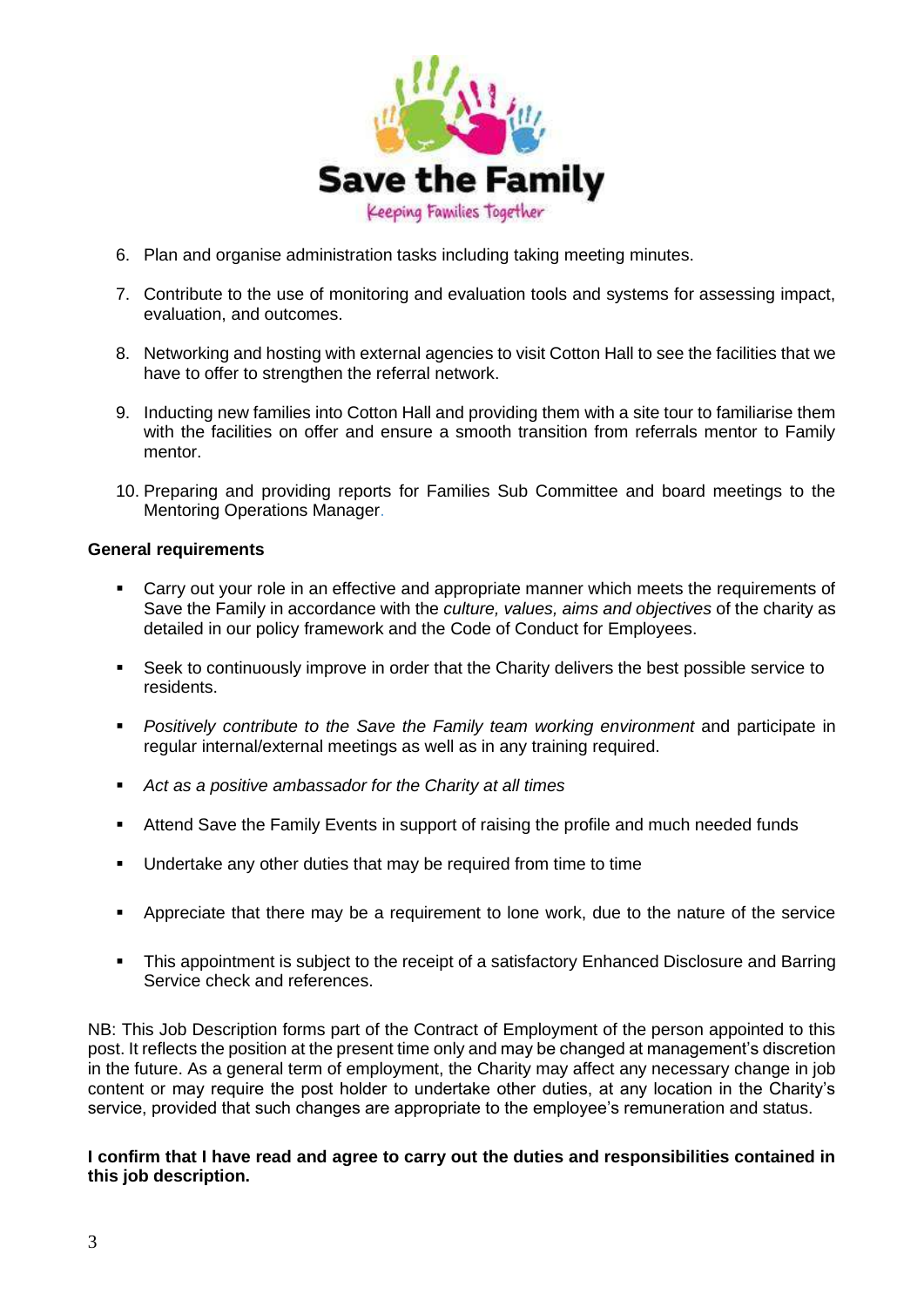6. Plan and organise administration tasks including taking meeting minutes.

7. Contribute to the use of monitoring and evaluation tools and systems for assessing impact, evaluation, and outcomes.

8. Networking and hosting with external agencies to visit Cotton Hall to see the facilities that we have to offer to strengthen the referral network.

9. Inducting new families into Cotton Hall and providing them with a site tour to familiarise them with the facilities on offer and ensure a smooth transition from referrals mentor to Family mentor.

10. Preparing and providing reports for Families Sub Committee and board meetings to the Mentoring Operations Manager.

**General requirements**

- Carry out your role in an effective and appropriate manner which meets the requirements of Save the Family in accordance with the *culture, values, aims and objectives* of the charity as detailed in our policy framework and the Code of Conduct for Employees.

- Seek to continuously improve in order that the Charity delivers the best possible service to residents.

- *Positively contribute to the Save the Family team working environment* and participate in regular internal/external meetings as well as in any training required.

- *Act as a positive ambassador for the Charity at all times*

- Attend Save the Family Events in support of raising the profile and much needed funds

- Undertake any other duties that may be required from time to time

- Appreciate that there may be a requirement to lone work, due to the nature of the service

- This appointment is subject to the receipt of a satisfactory Enhanced Disclosure and Barring Service check and references.

NB: This Job Description forms part of the Contract of Employment of the person appointed to this post. It reflects the position at the present time only and may be changed at management's discretion in the future. As a general term of employment, the Charity may affect any necessary change in job content or may require the post holder to undertake other duties, at any location in the Charity's service, provided that such changes are appropriate to the employee's remuneration and status.

**I confirm that I have read and agree to carry out the duties and responsibilities contained in this job description.**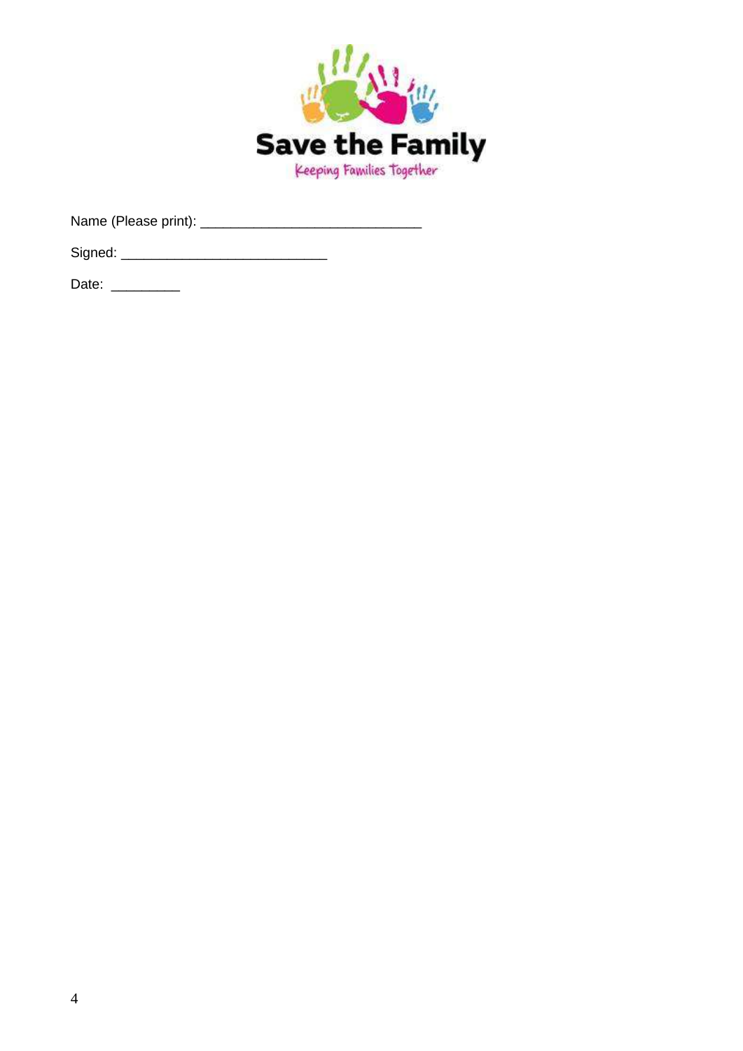Name (Please print): _____________________________

Signed: ___________________________

Date: _________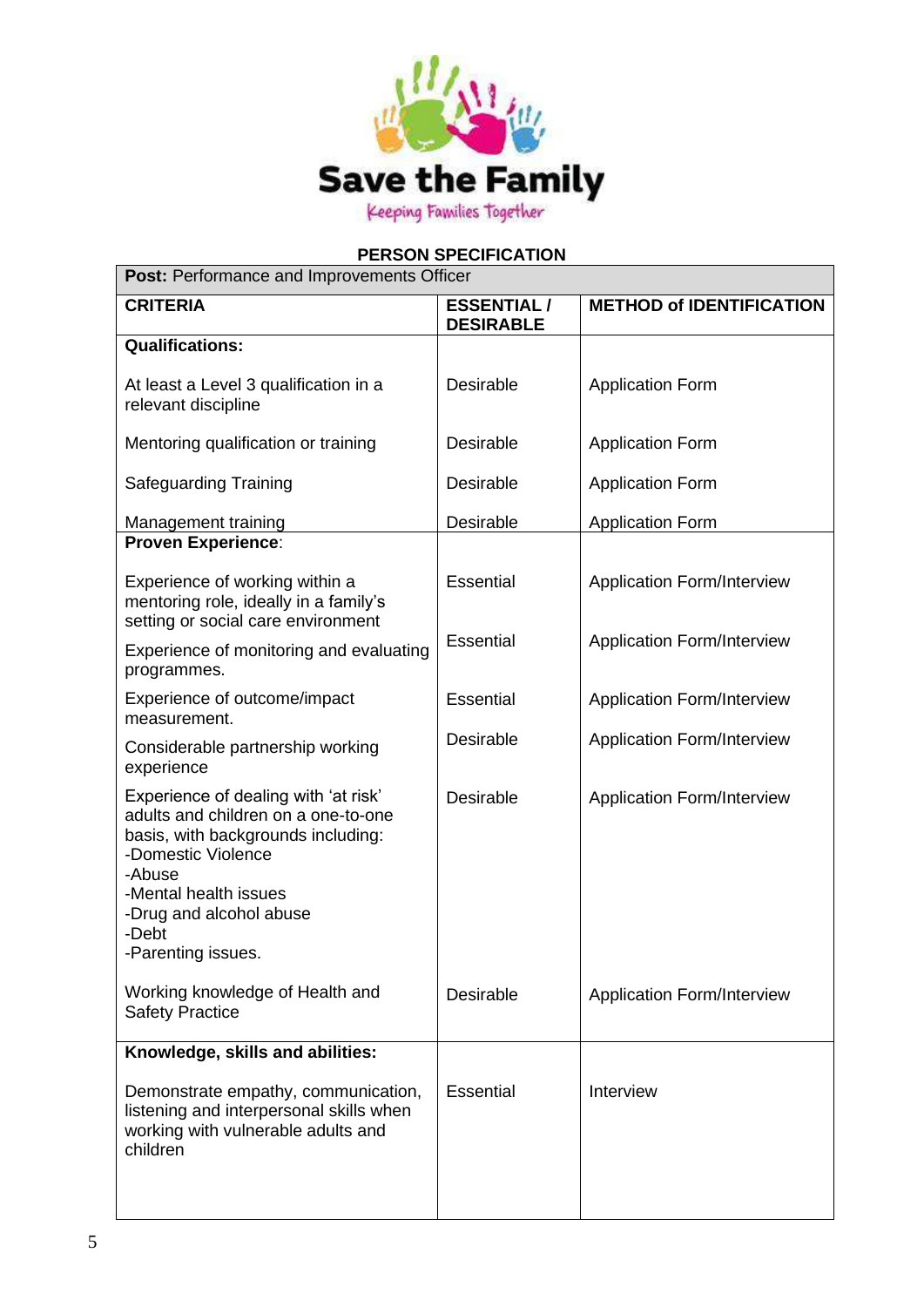Save the Family

Keeping Families Together

## PERSON SPECIFICATION

| **Post:** Performance and Improvements Officer | | |
|---|---|---|
| **CRITERIA** | **ESSENTIAL / DESIRABLE** | **METHOD of IDENTIFICATION** |
| **Qualifications:** | | |
| At least a Level 3 qualification in a relevant discipline | Desirable | Application Form |
| Mentoring qualification or training | Desirable | Application Form |
| Safeguarding Training | Desirable | Application Form |
| Management training | Desirable | Application Form |
| **Proven Experience**: | | |
| Experience of working within a mentoring role, ideally in a family's setting or social care environment | Essential | Application Form/Interview |
| Experience of monitoring and evaluating programmes. | Essential | Application Form/Interview |
| Experience of outcome/impact measurement. | Essential | Application Form/Interview |
| Considerable partnership working experience | Desirable | Application Form/Interview |
| Experience of dealing with 'at risk' adults and children on a one-to-one basis, with backgrounds including:<br>-Domestic Violence<br>-Abuse<br>-Mental health issues<br>-Drug and alcohol abuse<br>-Debt<br>-Parenting issues. | Desirable | Application Form/Interview |
| Working knowledge of Health and Safety Practice | Desirable | Application Form/Interview |
| **Knowledge, skills and abilities:** | | |
| Demonstrate empathy, communication, listening and interpersonal skills when working with vulnerable adults and children | Essential | Interview |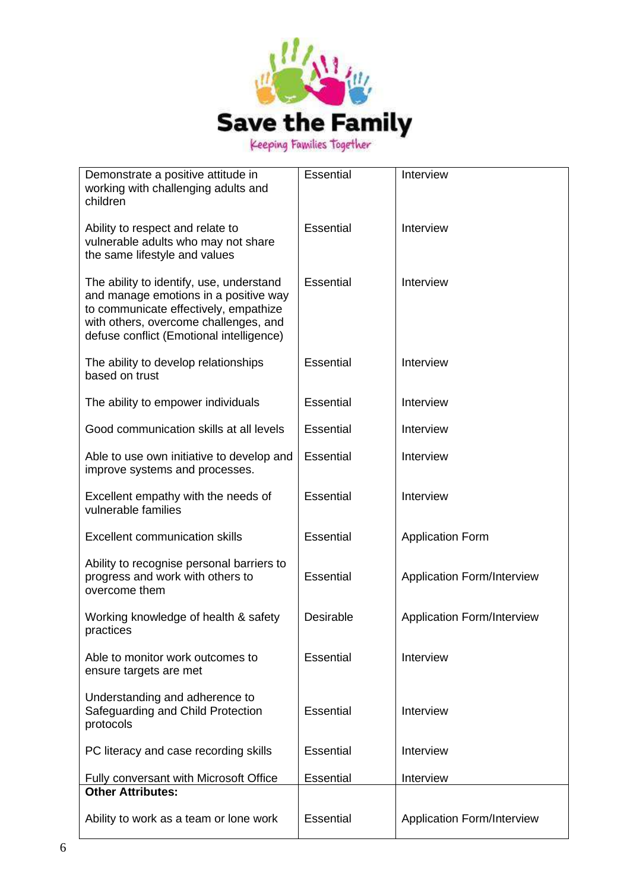Save the Family

Keeping Families Together

| | | |
|---|---|---|
| Demonstrate a positive attitude in working with challenging adults and children | Essential | Interview |
| Ability to respect and relate to vulnerable adults who may not share the same lifestyle and values | Essential | Interview |
| The ability to identify, use, understand and manage emotions in a positive way to communicate effectively, empathize with others, overcome challenges, and defuse conflict (Emotional intelligence) | Essential | Interview |
| The ability to develop relationships based on trust | Essential | Interview |
| The ability to empower individuals | Essential | Interview |
| Good communication skills at all levels | Essential | Interview |
| Able to use own initiative to develop and improve systems and processes. | Essential | Interview |
| Excellent empathy with the needs of vulnerable families | Essential | Interview |
| Excellent communication skills | Essential | Application Form |
| Ability to recognise personal barriers to progress and work with others to overcome them | Essential | Application Form/Interview |
| Working knowledge of health & safety practices | Desirable | Application Form/Interview |
| Able to monitor work outcomes to ensure targets are met | Essential | Interview |
| Understanding and adherence to Safeguarding and Child Protection protocols | Essential | Interview |
| PC literacy and case recording skills | Essential | Interview |
| Fully conversant with Microsoft Office | Essential | Interview |
| **Other Attributes:** | | |
| Ability to work as a team or lone work | Essential | Application Form/Interview |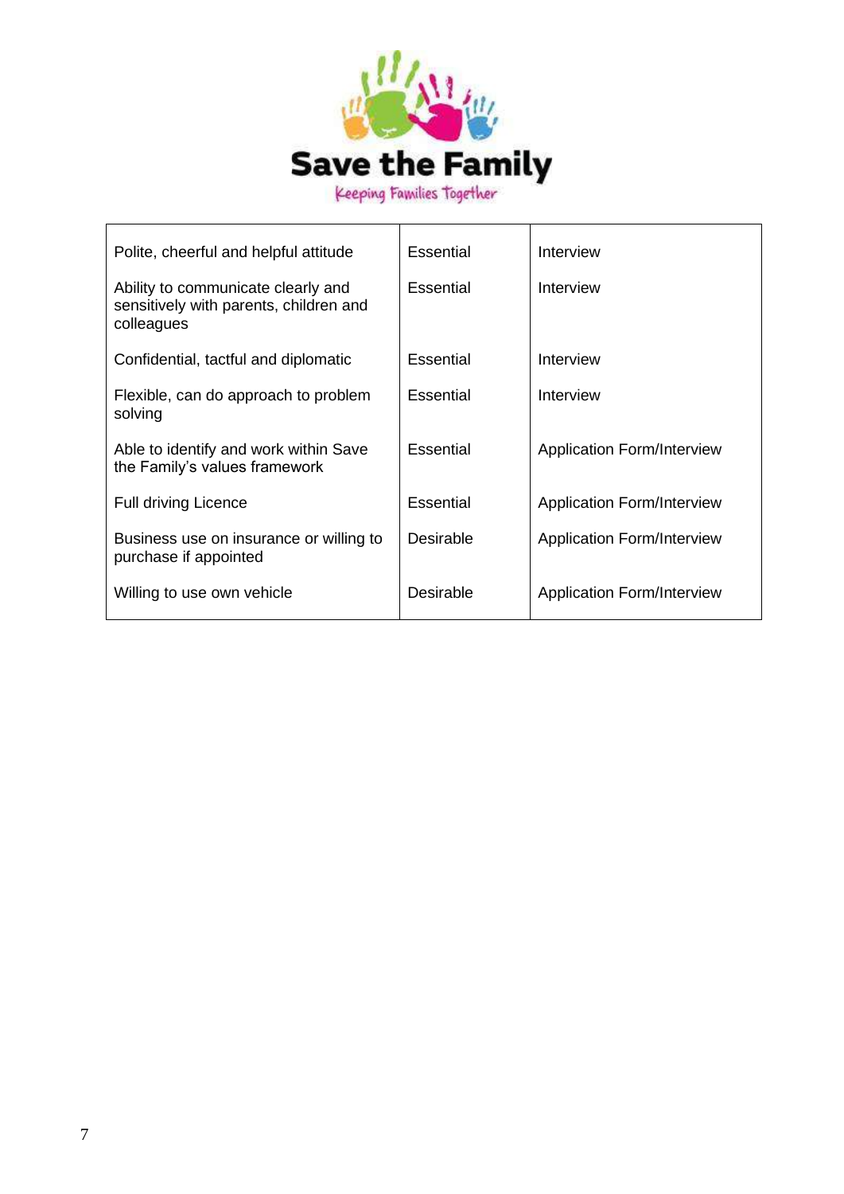Save the Family

Keeping Families Together

| | | |
|---|---|---|
| Polite, cheerful and helpful attitude | Essential | Interview |
| Ability to communicate clearly and sensitively with parents, children and colleagues | Essential | Interview |
| Confidential, tactful and diplomatic | Essential | Interview |
| Flexible, can do approach to problem solving | Essential | Interview |
| Able to identify and work within Save the Family's values framework | Essential | Application Form/Interview |
| Full driving Licence | Essential | Application Form/Interview |
| Business use on insurance or willing to purchase if appointed | Desirable | Application Form/Interview |
| Willing to use own vehicle | Desirable | Application Form/Interview |